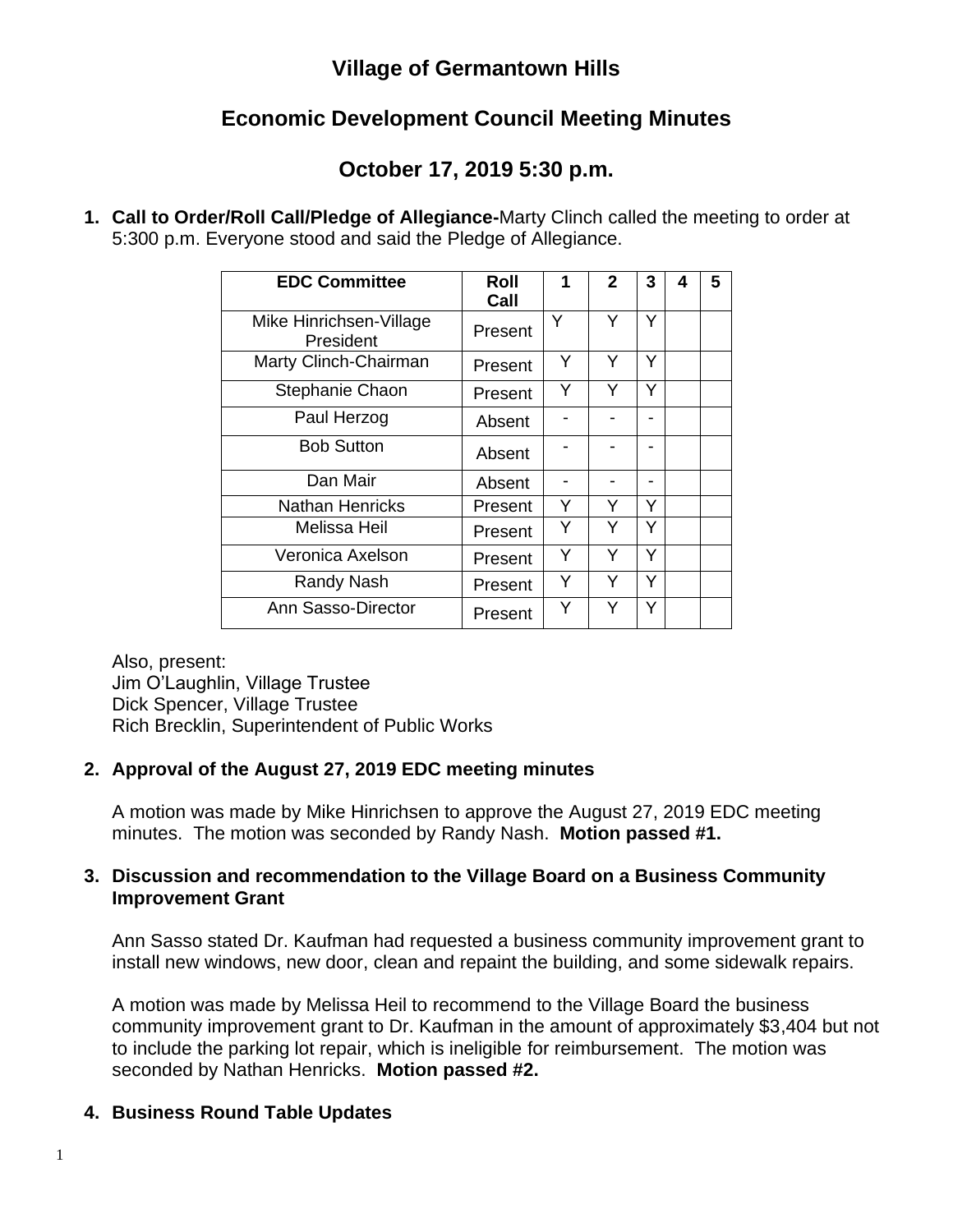# Village of Germantown Hills

## Economic Development Council Meeting Minutes

## October 17, 2019 5:30 p.m.

1. **Call to Order/Roll Call/Pledge of Allegiance-**Marty Clinch called the meeting to order at 5:300 p.m. Everyone stood and said the Pledge of Allegiance.

| EDC Committee | Roll Call | 1 | 2 | 3 | 4 | 5 |
|---|---|---|---|---|---|---|
| Mike Hinrichsen-Village President | Present | Y | Y | Y | | |
| Marty Clinch-Chairman | Present | Y | Y | Y | | |
| Stephanie Chaon | Present | Y | Y | Y | | |
| Paul Herzog | Absent | - | - | - | | |
| Bob Sutton | Absent | - | - | - | | |
| Dan Mair | Absent | - | - | - | | |
| Nathan Henricks | Present | Y | Y | Y | | |
| Melissa Heil | Present | Y | Y | Y | | |
| Veronica Axelson | Present | Y | Y | Y | | |
| Randy Nash | Present | Y | Y | Y | | |
| Ann Sasso-Director | Present | Y | Y | Y | | |

Also, present:
Jim O'Laughlin, Village Trustee
Dick Spencer, Village Trustee
Rich Brecklin, Superintendent of Public Works

2. **Approval of the August 27, 2019 EDC meeting minutes**

   A motion was made by Mike Hinrichsen to approve the August 27, 2019 EDC meeting minutes. The motion was seconded by Randy Nash. **Motion passed #1.**

3. **Discussion and recommendation to the Village Board on a Business Community Improvement Grant**

   Ann Sasso stated Dr. Kaufman had requested a business community improvement grant to install new windows, new door, clean and repaint the building, and some sidewalk repairs.

   A motion was made by Melissa Heil to recommend to the Village Board the business community improvement grant to Dr. Kaufman in the amount of approximately $3,404 but not to include the parking lot repair, which is ineligible for reimbursement. The motion was seconded by Nathan Henricks. **Motion passed #2.**

4. **Business Round Table Updates**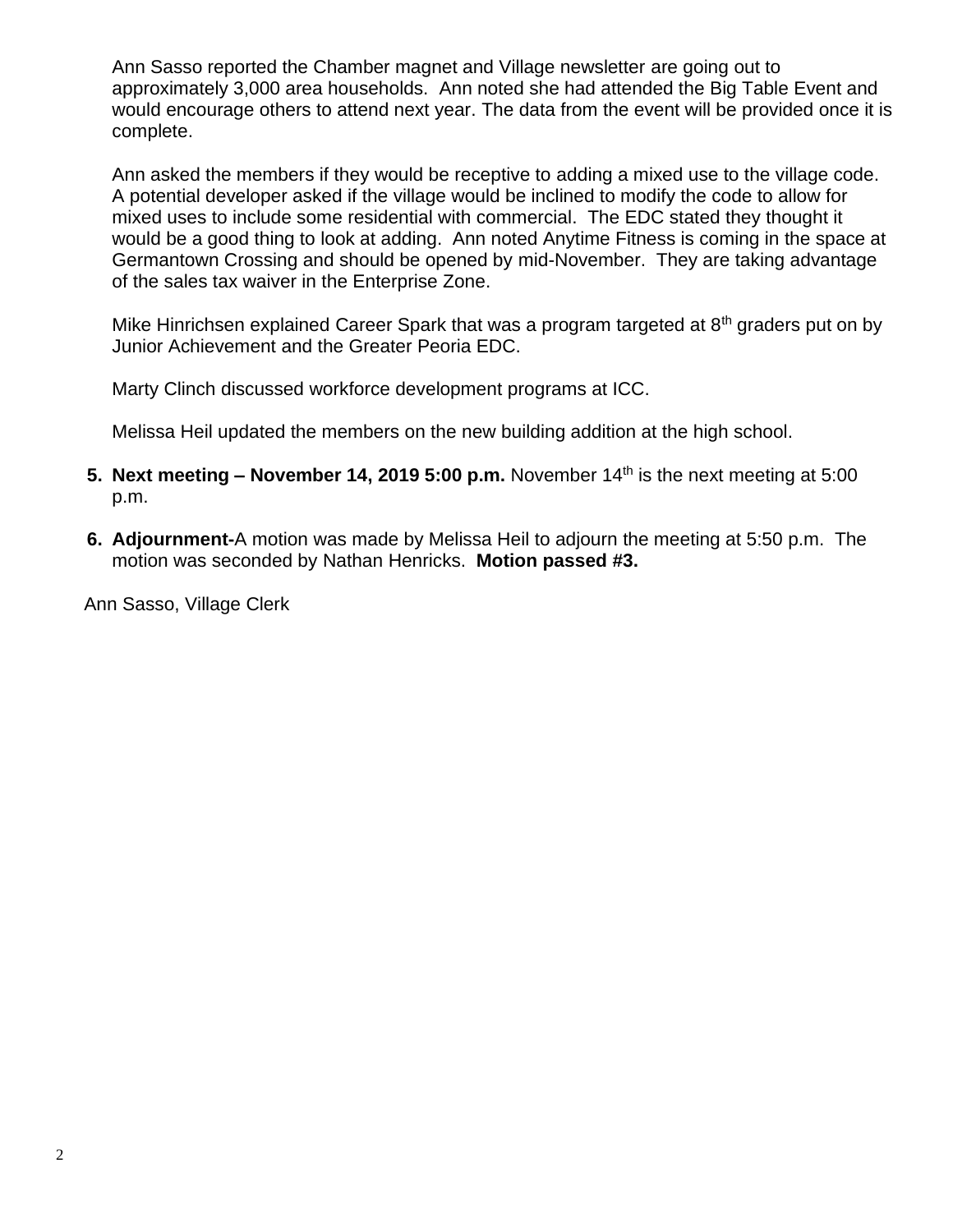Ann Sasso reported the Chamber magnet and Village newsletter are going out to approximately 3,000 area households. Ann noted she had attended the Big Table Event and would encourage others to attend next year. The data from the event will be provided once it is complete.

Ann asked the members if they would be receptive to adding a mixed use to the village code. A potential developer asked if the village would be inclined to modify the code to allow for mixed uses to include some residential with commercial. The EDC stated they thought it would be a good thing to look at adding. Ann noted Anytime Fitness is coming in the space at Germantown Crossing and should be opened by mid-November. They are taking advantage of the sales tax waiver in the Enterprise Zone.

Mike Hinrichsen explained Career Spark that was a program targeted at 8th graders put on by Junior Achievement and the Greater Peoria EDC.

Marty Clinch discussed workforce development programs at ICC.

Melissa Heil updated the members on the new building addition at the high school.

5. **Next meeting – November 14, 2019 5:00 p.m.** November 14th is the next meeting at 5:00 p.m.

6. **Adjournment-**A motion was made by Melissa Heil to adjourn the meeting at 5:50 p.m. The motion was seconded by Nathan Henricks. **Motion passed #3.**

Ann Sasso, Village Clerk